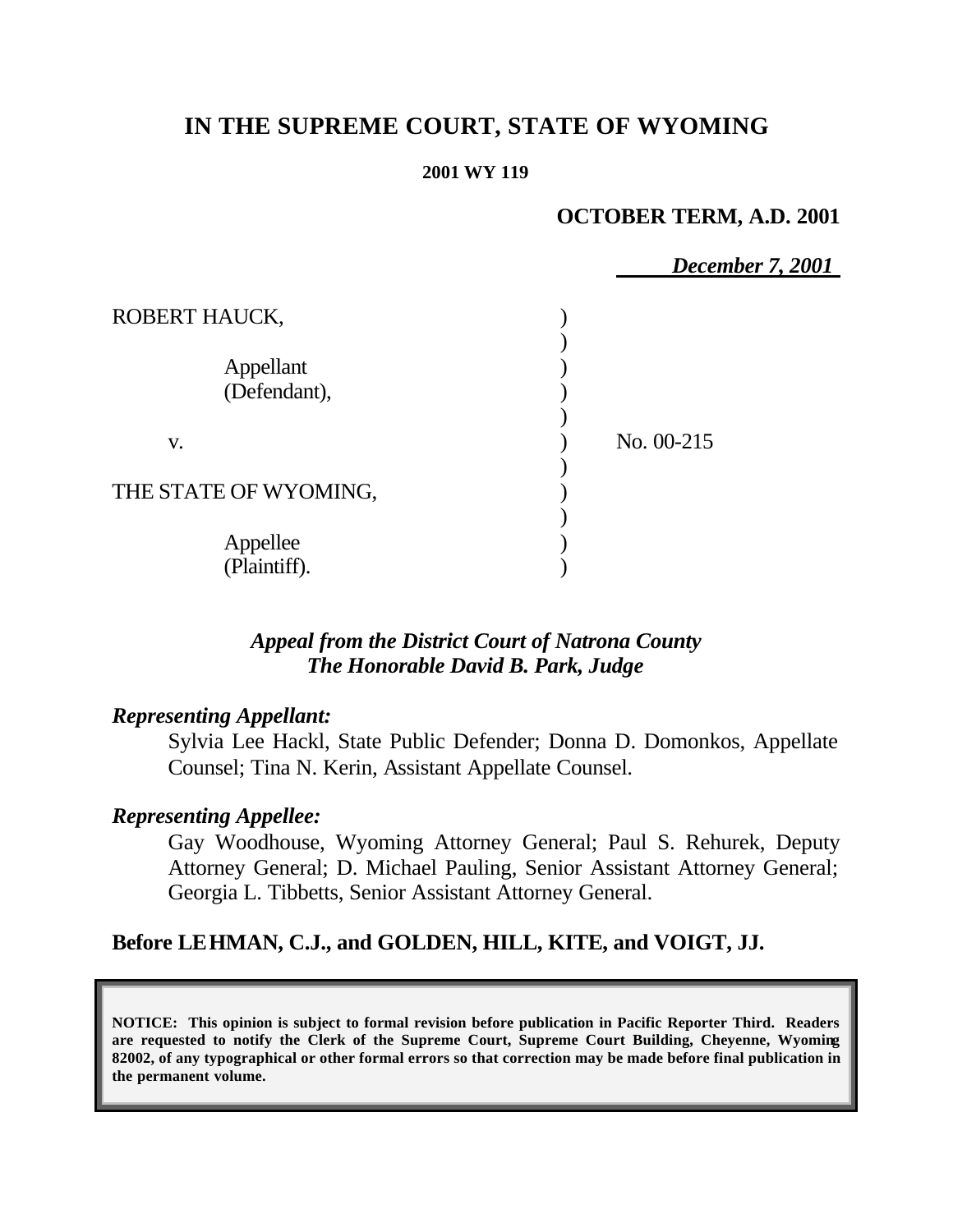# IN THE SUPREME COURT, STATE OF WYOMING

**2001 WY 119**

**OCTOBER TERM, A.D. 2001**

***December 7, 2001***

| | | |
|---|---|---|
| ROBERT HAUCK, | ) | |
| | ) | |
| Appellant | ) | |
| (Defendant), | ) | |
| | ) | |
| v. | ) | No. 00-215 |
| | ) | |
| THE STATE OF WYOMING, | ) | |
| | ) | |
| Appellee | ) | |
| (Plaintiff). | ) | |

***Appeal from the District Court of Natrona County***
***The Honorable David B. Park, Judge***

***Representing Appellant:***

Sylvia Lee Hackl, State Public Defender; Donna D. Domonkos, Appellate Counsel; Tina N. Kerin, Assistant Appellate Counsel.

***Representing Appellee:***

Gay Woodhouse, Wyoming Attorney General; Paul S. Rehurek, Deputy Attorney General; D. Michael Pauling, Senior Assistant Attorney General; Georgia L. Tibbetts, Senior Assistant Attorney General.

**Before LEHMAN, C.J., and GOLDEN, HILL, KITE, and VOIGT, JJ.**

**NOTICE: This opinion is subject to formal revision before publication in Pacific Reporter Third. Readers are requested to notify the Clerk of the Supreme Court, Supreme Court Building, Cheyenne, Wyoming 82002, of any typographical or other formal errors so that correction may be made before final publication in the permanent volume.**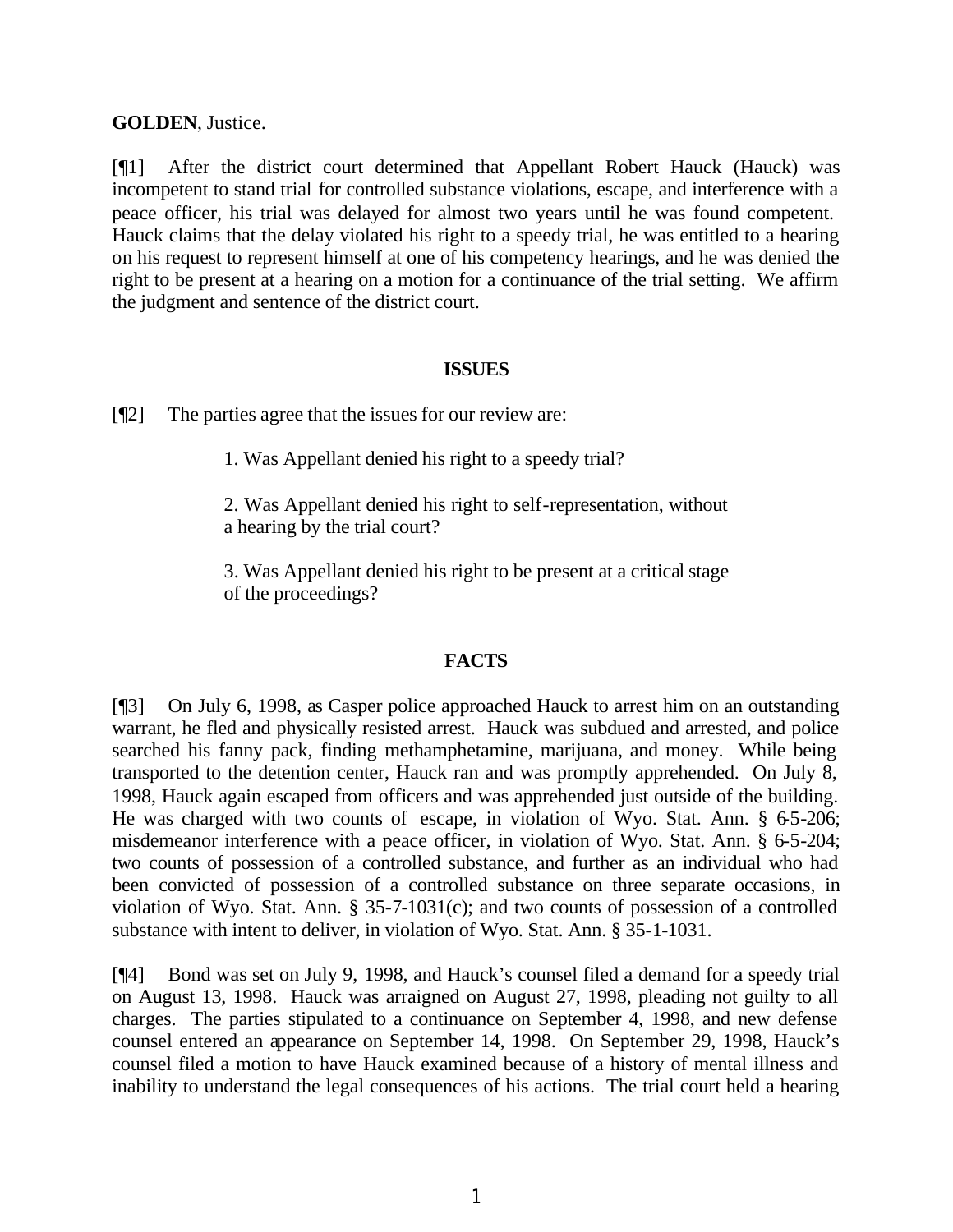**GOLDEN**, Justice.

[¶1] After the district court determined that Appellant Robert Hauck (Hauck) was incompetent to stand trial for controlled substance violations, escape, and interference with a peace officer, his trial was delayed for almost two years until he was found competent. Hauck claims that the delay violated his right to a speedy trial, he was entitled to a hearing on his request to represent himself at one of his competency hearings, and he was denied the right to be present at a hearing on a motion for a continuance of the trial setting. We affirm the judgment and sentence of the district court.

## ISSUES

[¶2] The parties agree that the issues for our review are:

> 1. Was Appellant denied his right to a speedy trial?
>
> 2. Was Appellant denied his right to self-representation, without a hearing by the trial court?
>
> 3. Was Appellant denied his right to be present at a critical stage of the proceedings?

## FACTS

[¶3] On July 6, 1998, as Casper police approached Hauck to arrest him on an outstanding warrant, he fled and physically resisted arrest. Hauck was subdued and arrested, and police searched his fanny pack, finding methamphetamine, marijuana, and money. While being transported to the detention center, Hauck ran and was promptly apprehended. On July 8, 1998, Hauck again escaped from officers and was apprehended just outside of the building. He was charged with two counts of escape, in violation of Wyo. Stat. Ann. § 6-5-206; misdemeanor interference with a peace officer, in violation of Wyo. Stat. Ann. § 6-5-204; two counts of possession of a controlled substance, and further as an individual who had been convicted of possession of a controlled substance on three separate occasions, in violation of Wyo. Stat. Ann. § 35-7-1031(c); and two counts of possession of a controlled substance with intent to deliver, in violation of Wyo. Stat. Ann. § 35-1-1031.

[¶4] Bond was set on July 9, 1998, and Hauck's counsel filed a demand for a speedy trial on August 13, 1998. Hauck was arraigned on August 27, 1998, pleading not guilty to all charges. The parties stipulated to a continuance on September 4, 1998, and new defense counsel entered an appearance on September 14, 1998. On September 29, 1998, Hauck's counsel filed a motion to have Hauck examined because of a history of mental illness and inability to understand the legal consequences of his actions. The trial court held a hearing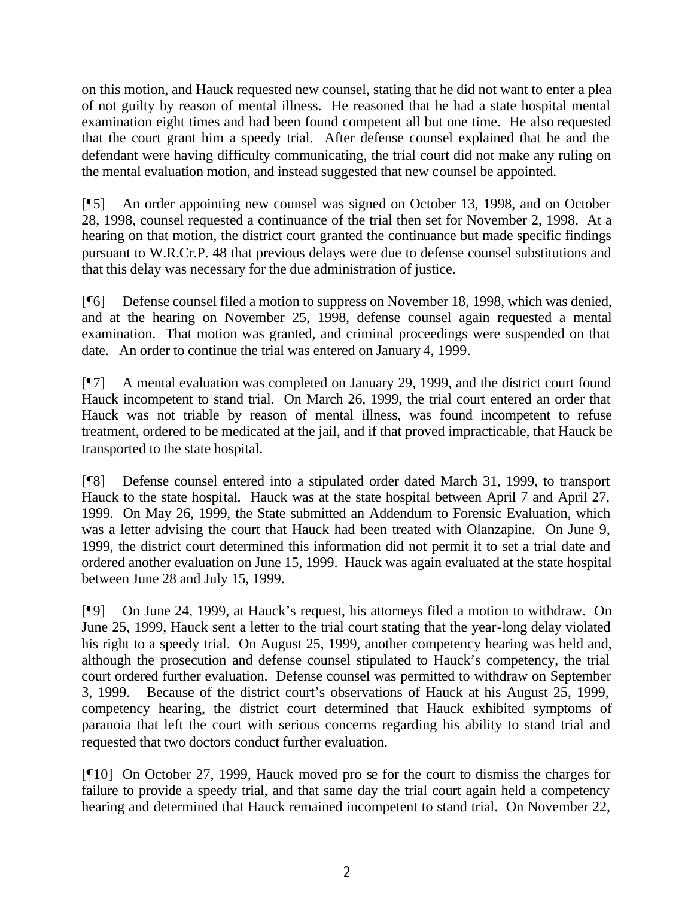on this motion, and Hauck requested new counsel, stating that he did not want to enter a plea of not guilty by reason of mental illness. He reasoned that he had a state hospital mental examination eight times and had been found competent all but one time. He also requested that the court grant him a speedy trial. After defense counsel explained that he and the defendant were having difficulty communicating, the trial court did not make any ruling on the mental evaluation motion, and instead suggested that new counsel be appointed.

[¶5] An order appointing new counsel was signed on October 13, 1998, and on October 28, 1998, counsel requested a continuance of the trial then set for November 2, 1998. At a hearing on that motion, the district court granted the continuance but made specific findings pursuant to W.R.Cr.P. 48 that previous delays were due to defense counsel substitutions and that this delay was necessary for the due administration of justice.

[¶6] Defense counsel filed a motion to suppress on November 18, 1998, which was denied, and at the hearing on November 25, 1998, defense counsel again requested a mental examination. That motion was granted, and criminal proceedings were suspended on that date. An order to continue the trial was entered on January 4, 1999.

[¶7] A mental evaluation was completed on January 29, 1999, and the district court found Hauck incompetent to stand trial. On March 26, 1999, the trial court entered an order that Hauck was not triable by reason of mental illness, was found incompetent to refuse treatment, ordered to be medicated at the jail, and if that proved impracticable, that Hauck be transported to the state hospital.

[¶8] Defense counsel entered into a stipulated order dated March 31, 1999, to transport Hauck to the state hospital. Hauck was at the state hospital between April 7 and April 27, 1999. On May 26, 1999, the State submitted an Addendum to Forensic Evaluation, which was a letter advising the court that Hauck had been treated with Olanzapine. On June 9, 1999, the district court determined this information did not permit it to set a trial date and ordered another evaluation on June 15, 1999. Hauck was again evaluated at the state hospital between June 28 and July 15, 1999.

[¶9] On June 24, 1999, at Hauck's request, his attorneys filed a motion to withdraw. On June 25, 1999, Hauck sent a letter to the trial court stating that the year-long delay violated his right to a speedy trial. On August 25, 1999, another competency hearing was held and, although the prosecution and defense counsel stipulated to Hauck's competency, the trial court ordered further evaluation. Defense counsel was permitted to withdraw on September 3, 1999. Because of the district court's observations of Hauck at his August 25, 1999, competency hearing, the district court determined that Hauck exhibited symptoms of paranoia that left the court with serious concerns regarding his ability to stand trial and requested that two doctors conduct further evaluation.

[¶10] On October 27, 1999, Hauck moved pro se for the court to dismiss the charges for failure to provide a speedy trial, and that same day the trial court again held a competency hearing and determined that Hauck remained incompetent to stand trial. On November 22,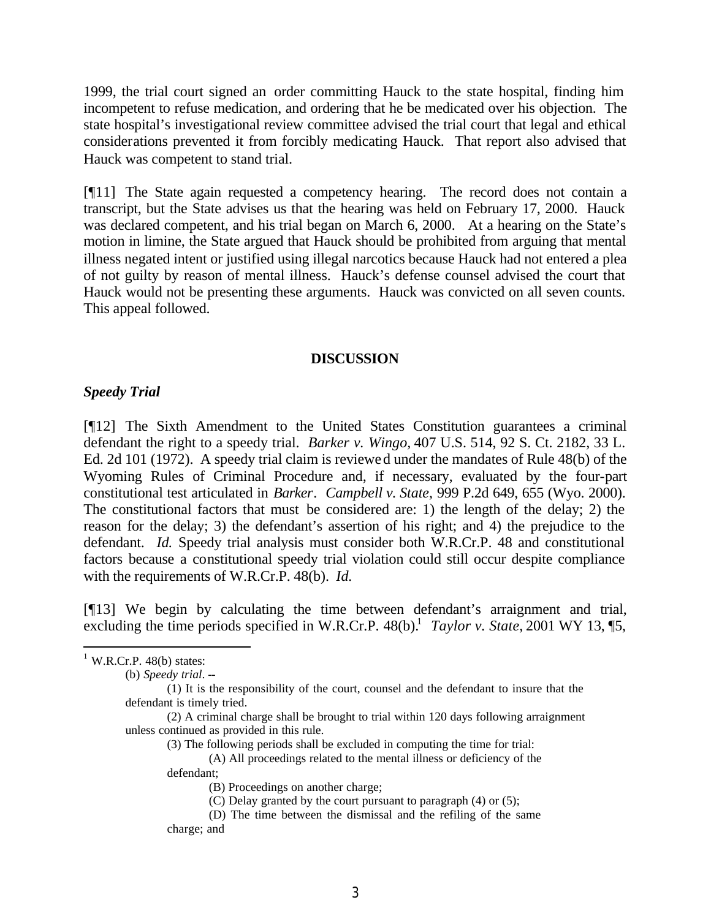1999, the trial court signed an order committing Hauck to the state hospital, finding him incompetent to refuse medication, and ordering that he be medicated over his objection. The state hospital's investigational review committee advised the trial court that legal and ethical considerations prevented it from forcibly medicating Hauck. That report also advised that Hauck was competent to stand trial.

[¶11] The State again requested a competency hearing. The record does not contain a transcript, but the State advises us that the hearing was held on February 17, 2000. Hauck was declared competent, and his trial began on March 6, 2000. At a hearing on the State's motion in limine, the State argued that Hauck should be prohibited from arguing that mental illness negated intent or justified using illegal narcotics because Hauck had not entered a plea of not guilty by reason of mental illness. Hauck's defense counsel advised the court that Hauck would not be presenting these arguments. Hauck was convicted on all seven counts. This appeal followed.

## DISCUSSION

### *Speedy Trial*

[¶12] The Sixth Amendment to the United States Constitution guarantees a criminal defendant the right to a speedy trial. *Barker v. Wingo,* 407 U.S. 514, 92 S. Ct. 2182, 33 L. Ed. 2d 101 (1972). A speedy trial claim is reviewed under the mandates of Rule 48(b) of the Wyoming Rules of Criminal Procedure and, if necessary, evaluated by the four-part constitutional test articulated in *Barker*. *Campbell v. State*, 999 P.2d 649, 655 (Wyo. 2000). The constitutional factors that must be considered are: 1) the length of the delay; 2) the reason for the delay; 3) the defendant's assertion of his right; and 4) the prejudice to the defendant. *Id.* Speedy trial analysis must consider both W.R.Cr.P. 48 and constitutional factors because a constitutional speedy trial violation could still occur despite compliance with the requirements of W.R.Cr.P. 48(b). *Id.*

[¶13] We begin by calculating the time between defendant's arraignment and trial, excluding the time periods specified in W.R.Cr.P. 48(b).[1] *Taylor v. State,* 2001 WY 13, ¶5,

---

[1] W.R.Cr.P. 48(b) states:

(b) *Speedy trial*. --

(1) It is the responsibility of the court, counsel and the defendant to insure that the defendant is timely tried.

(2) A criminal charge shall be brought to trial within 120 days following arraignment unless continued as provided in this rule.

(3) The following periods shall be excluded in computing the time for trial:

(A) All proceedings related to the mental illness or deficiency of the defendant;

(B) Proceedings on another charge;

(C) Delay granted by the court pursuant to paragraph (4) or (5);

(D) The time between the dismissal and the refiling of the same charge; and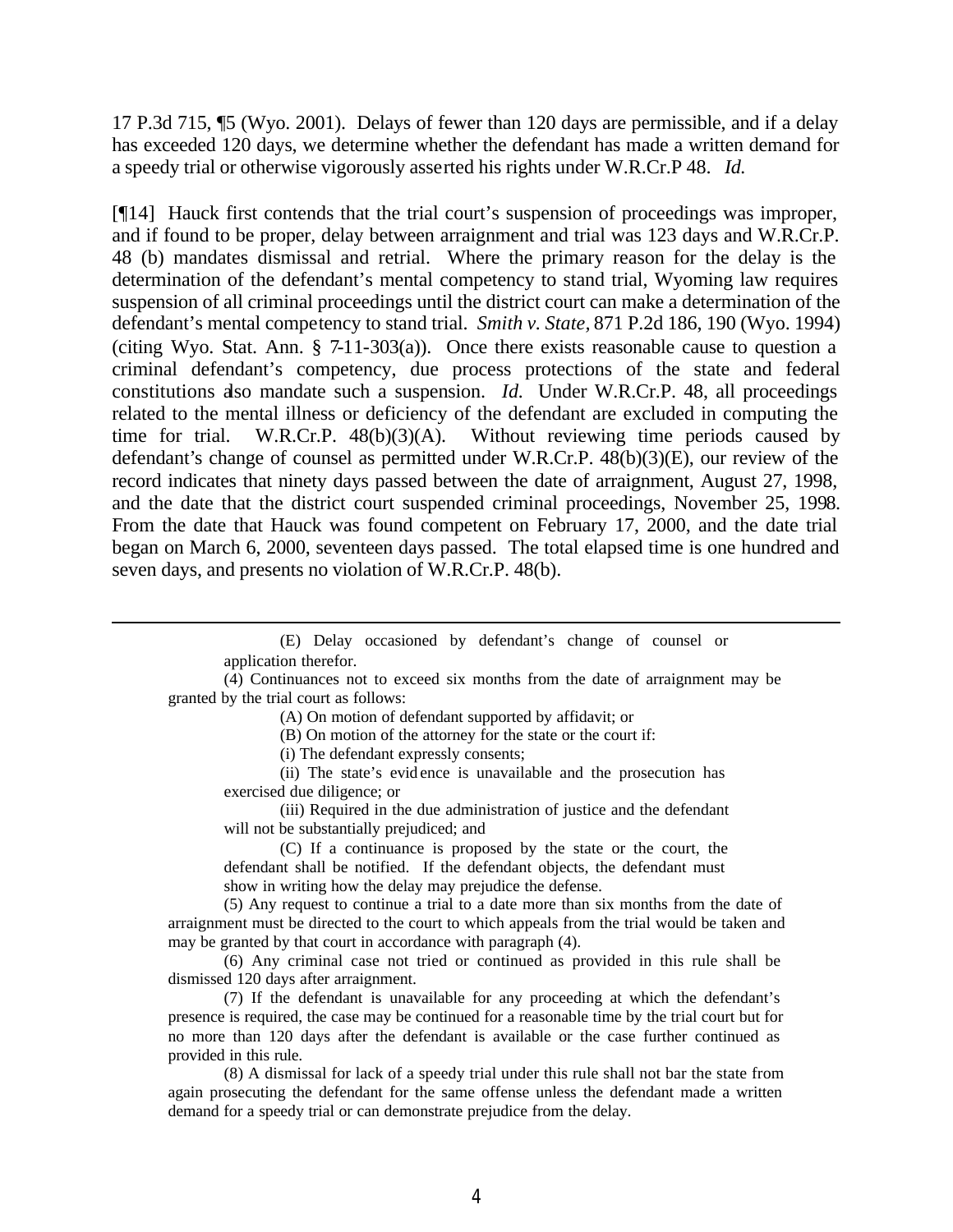17 P.3d 715, ¶5 (Wyo. 2001). Delays of fewer than 120 days are permissible, and if a delay has exceeded 120 days, we determine whether the defendant has made a written demand for a speedy trial or otherwise vigorously asserted his rights under W.R.Cr.P 48. *Id.*

[¶14] Hauck first contends that the trial court's suspension of proceedings was improper, and if found to be proper, delay between arraignment and trial was 123 days and W.R.Cr.P. 48 (b) mandates dismissal and retrial. Where the primary reason for the delay is the determination of the defendant's mental competency to stand trial, Wyoming law requires suspension of all criminal proceedings until the district court can make a determination of the defendant's mental competency to stand trial. *Smith v. State*, 871 P.2d 186, 190 (Wyo. 1994) (citing Wyo. Stat. Ann. § 7-11-303(a)). Once there exists reasonable cause to question a criminal defendant's competency, due process protections of the state and federal constitutions also mandate such a suspension. *Id.* Under W.R.Cr.P. 48, all proceedings related to the mental illness or deficiency of the defendant are excluded in computing the time for trial. W.R.Cr.P. 48(b)(3)(A). Without reviewing time periods caused by defendant's change of counsel as permitted under W.R.Cr.P. 48(b)(3)(E), our review of the record indicates that ninety days passed between the date of arraignment, August 27, 1998, and the date that the district court suspended criminal proceedings, November 25, 1998. From the date that Hauck was found competent on February 17, 2000, and the date trial began on March 6, 2000, seventeen days passed. The total elapsed time is one hundred and seven days, and presents no violation of W.R.Cr.P. 48(b).

---

(E) Delay occasioned by defendant's change of counsel or application therefor.

(4) Continuances not to exceed six months from the date of arraignment may be granted by the trial court as follows:

(A) On motion of defendant supported by affidavit; or

(B) On motion of the attorney for the state or the court if:

(i) The defendant expressly consents;

(ii) The state's evidence is unavailable and the prosecution has exercised due diligence; or

(iii) Required in the due administration of justice and the defendant will not be substantially prejudiced; and

(C) If a continuance is proposed by the state or the court, the defendant shall be notified. If the defendant objects, the defendant must show in writing how the delay may prejudice the defense.

(5) Any request to continue a trial to a date more than six months from the date of arraignment must be directed to the court to which appeals from the trial would be taken and may be granted by that court in accordance with paragraph (4).

(6) Any criminal case not tried or continued as provided in this rule shall be dismissed 120 days after arraignment.

(7) If the defendant is unavailable for any proceeding at which the defendant's presence is required, the case may be continued for a reasonable time by the trial court but for no more than 120 days after the defendant is available or the case further continued as provided in this rule.

(8) A dismissal for lack of a speedy trial under this rule shall not bar the state from again prosecuting the defendant for the same offense unless the defendant made a written demand for a speedy trial or can demonstrate prejudice from the delay.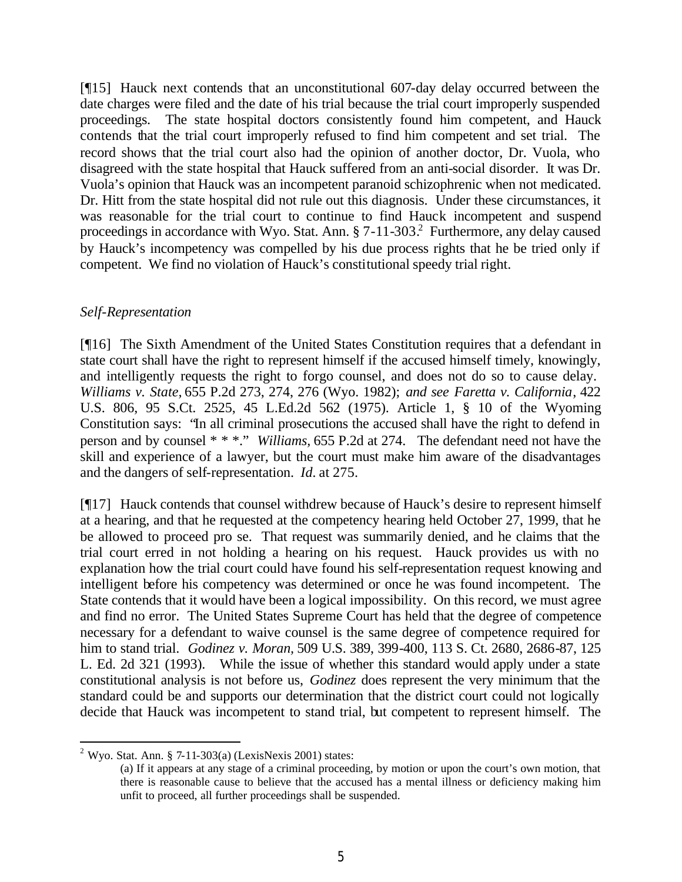[¶15] Hauck next contends that an unconstitutional 607-day delay occurred between the date charges were filed and the date of his trial because the trial court improperly suspended proceedings. The state hospital doctors consistently found him competent, and Hauck contends that the trial court improperly refused to find him competent and set trial. The record shows that the trial court also had the opinion of another doctor, Dr. Vuola, who disagreed with the state hospital that Hauck suffered from an anti-social disorder. It was Dr. Vuola's opinion that Hauck was an incompetent paranoid schizophrenic when not medicated. Dr. Hitt from the state hospital did not rule out this diagnosis. Under these circumstances, it was reasonable for the trial court to continue to find Hauck incompetent and suspend proceedings in accordance with Wyo. Stat. Ann. § 7-11-303.[2] Furthermore, any delay caused by Hauck's incompetency was compelled by his due process rights that he be tried only if competent. We find no violation of Hauck's constitutional speedy trial right.

*Self-Representation*

[¶16] The Sixth Amendment of the United States Constitution requires that a defendant in state court shall have the right to represent himself if the accused himself timely, knowingly, and intelligently requests the right to forgo counsel, and does not do so to cause delay. *Williams v. State,* 655 P.2d 273, 274, 276 (Wyo. 1982); *and see Faretta v. California*, 422 U.S. 806, 95 S.Ct. 2525, 45 L.Ed.2d 562 (1975). Article 1, § 10 of the Wyoming Constitution says: "In all criminal prosecutions the accused shall have the right to defend in person and by counsel * * *." *Williams,* 655 P.2d at 274. The defendant need not have the skill and experience of a lawyer, but the court must make him aware of the disadvantages and the dangers of self-representation. *Id*. at 275.

[¶17] Hauck contends that counsel withdrew because of Hauck's desire to represent himself at a hearing, and that he requested at the competency hearing held October 27, 1999, that he be allowed to proceed pro se. That request was summarily denied, and he claims that the trial court erred in not holding a hearing on his request. Hauck provides us with no explanation how the trial court could have found his self-representation request knowing and intelligent before his competency was determined or once he was found incompetent. The State contends that it would have been a logical impossibility. On this record, we must agree and find no error. The United States Supreme Court has held that the degree of competence necessary for a defendant to waive counsel is the same degree of competence required for him to stand trial. *Godinez v. Moran,* 509 U.S. 389, 399-400, 113 S. Ct. 2680, 2686-87, 125 L. Ed. 2d 321 (1993). While the issue of whether this standard would apply under a state constitutional analysis is not before us, *Godinez* does represent the very minimum that the standard could be and supports our determination that the district court could not logically decide that Hauck was incompetent to stand trial, but competent to represent himself. The

---

[2] Wyo. Stat. Ann. § 7-11-303(a) (LexisNexis 2001) states:

> (a) If it appears at any stage of a criminal proceeding, by motion or upon the court's own motion, that there is reasonable cause to believe that the accused has a mental illness or deficiency making him unfit to proceed, all further proceedings shall be suspended.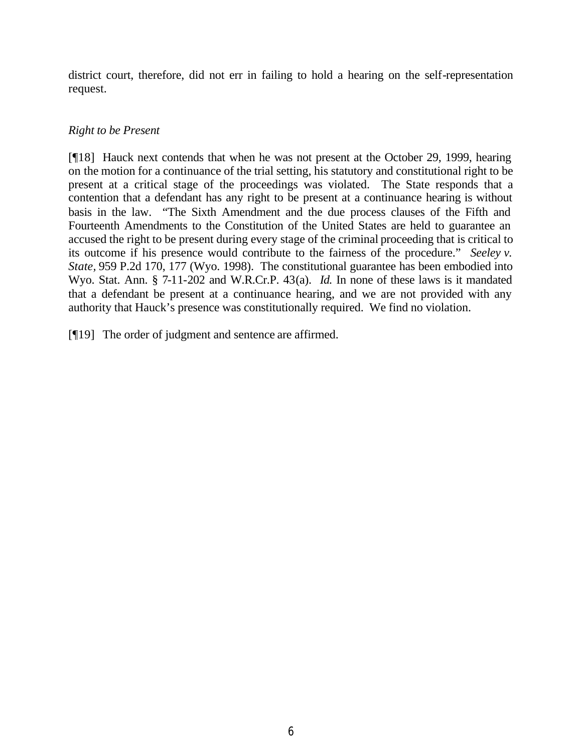district court, therefore, did not err in failing to hold a hearing on the self-representation request.

*Right to be Present*

[¶18] Hauck next contends that when he was not present at the October 29, 1999, hearing on the motion for a continuance of the trial setting, his statutory and constitutional right to be present at a critical stage of the proceedings was violated. The State responds that a contention that a defendant has any right to be present at a continuance hearing is without basis in the law. "The Sixth Amendment and the due process clauses of the Fifth and Fourteenth Amendments to the Constitution of the United States are held to guarantee an accused the right to be present during every stage of the criminal proceeding that is critical to its outcome if his presence would contribute to the fairness of the procedure." *Seeley v. State*, 959 P.2d 170, 177 (Wyo. 1998). The constitutional guarantee has been embodied into Wyo. Stat. Ann. § 7-11-202 and W.R.Cr.P. 43(a). *Id.* In none of these laws is it mandated that a defendant be present at a continuance hearing, and we are not provided with any authority that Hauck's presence was constitutionally required. We find no violation.

[¶19] The order of judgment and sentence are affirmed.